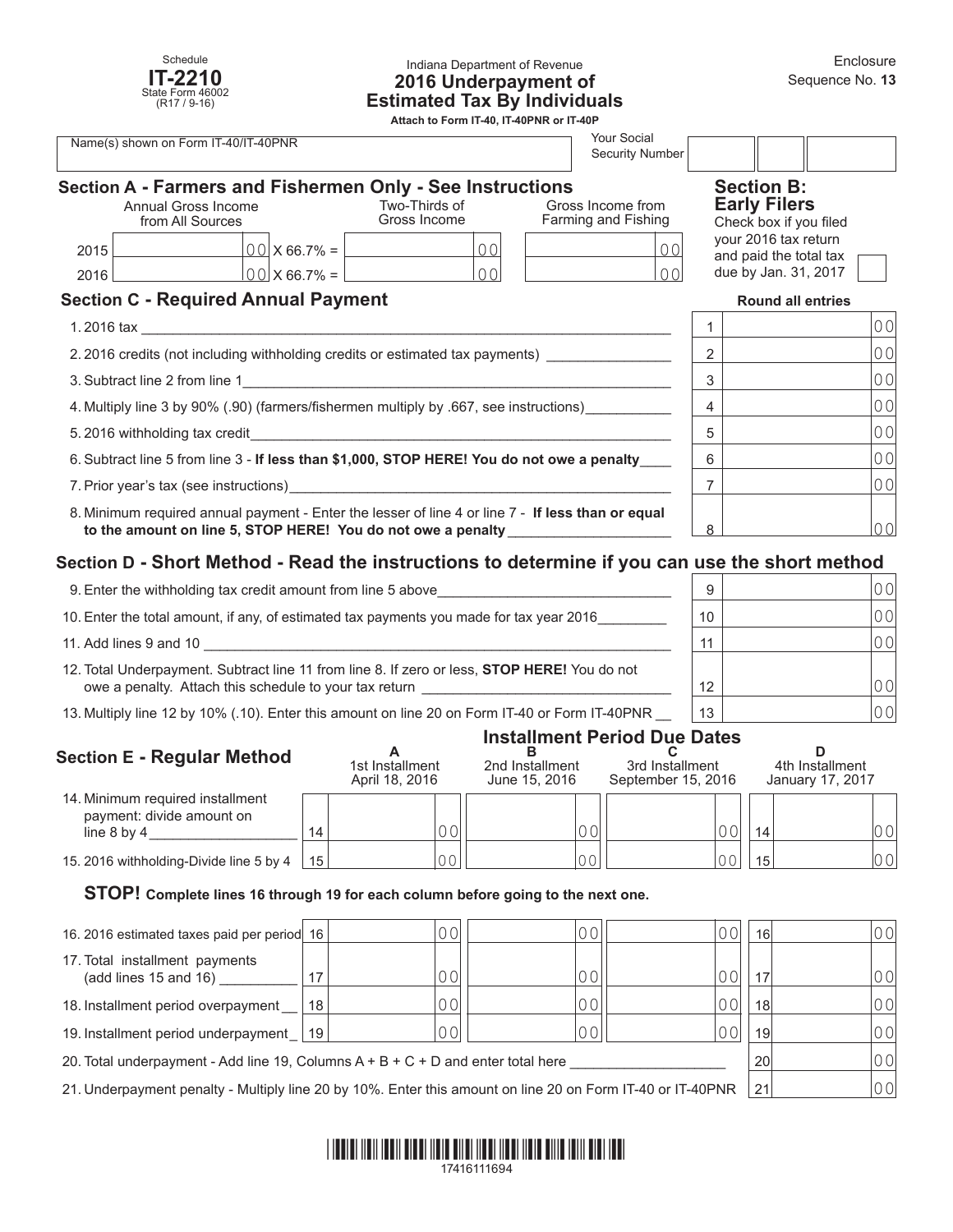Schedule
**IT-2210**
State Form 46002
(R17 / 9-16)

Indiana Department of Revenue

# 2016 Underpayment of Estimated Tax By Individuals

**Attach to Form IT-40, IT-40PNR or IT-40P**

Enclosure
Sequence No. **13**

| Name(s) shown on Form IT-40/IT-40PNR | Your Social Security Number |
|---|---|
| | |

## Section A - Farmers and Fishermen Only - See Instructions

| | Annual Gross Income from All Sources | | Two-Thirds of Gross Income | Gross Income from Farming and Fishing |
|---|---|---|---|---|
| 2015 | 00 | X 66.7% = | 00 | 00 |
| 2016 | 00 | X 66.7% = | 00 | 00 |

## Section B: Early Filers

Check box if you filed your 2016 tax return and paid the total tax due by Jan. 31, 2017 ☐

## Section C - Required Annual Payment

**Round all entries**

| Line | Description | | Amount |
|---|---|---|---|
| 1. | 2016 tax | 1 | 00 |
| 2. | 2016 credits (not including withholding credits or estimated tax payments) | 2 | 00 |
| 3. | Subtract line 2 from line 1 | 3 | 00 |
| 4. | Multiply line 3 by 90% (.90) (farmers/fishermen multiply by .667, see instructions) | 4 | 00 |
| 5. | 2016 withholding tax credit | 5 | 00 |
| 6. | Subtract line 5 from line 3 - **If less than $1,000, STOP HERE! You do not owe a penalty** | 6 | 00 |
| 7. | Prior year's tax (see instructions) | 7 | 00 |
| 8. | Minimum required annual payment - Enter the lesser of line 4 or line 7 - **If less than or equal to the amount on line 5, STOP HERE! You do not owe a penalty** | 8 | 00 |

## Section D - Short Method - Read the instructions to determine if you can use the short method

| Line | Description | | Amount |
|---|---|---|---|
| 9. | Enter the withholding tax credit amount from line 5 above | 9 | 00 |
| 10. | Enter the total amount, if any, of estimated tax payments you made for tax year 2016 | 10 | 00 |
| 11. | Add lines 9 and 10 | 11 | 00 |
| 12. | Total Underpayment. Subtract line 11 from line 8. If zero or less, **STOP HERE!** You do not owe a penalty. Attach this schedule to your tax return | 12 | 00 |
| 13. | Multiply line 12 by 10% (.10). Enter this amount on line 20 on Form IT-40 or Form IT-40PNR | 13 | 00 |

## Section E - Regular Method

**Installment Period Due Dates**

| | | A<br>1st Installment<br>April 18, 2016 | B<br>2nd Installment<br>June 15, 2016 | C<br>3rd Installment<br>September 15, 2016 | | D<br>4th Installment<br>January 17, 2017 |
|---|---|---|---|---|---|---|
| 14. Minimum required installment payment: divide amount on line 8 by 4 | 14 | 00 | 00 | 00 | 14 | 00 |
| 15. 2016 withholding-Divide line 5 by 4 | 15 | 00 | 00 | 00 | 15 | 00 |

**STOP! Complete lines 16 through 19 for each column before going to the next one.**

| | | A | B | C | | D |
|---|---|---|---|---|---|---|
| 16. 2016 estimated taxes paid per period | 16 | 00 | 00 | 00 | 16 | 00 |
| 17. Total installment payments (add lines 15 and 16) | 17 | 00 | 00 | 00 | 17 | 00 |
| 18. Installment period overpayment | 18 | 00 | 00 | 00 | 18 | 00 |
| 19. Installment period underpayment | 19 | 00 | 00 | 00 | 19 | 00 |

| Line | Description | | Amount |
|---|---|---|---|
| 20. | Total underpayment - Add line 19, Columns A + B + C + D and enter total here | 20 | 00 |
| 21. | Underpayment penalty - Multiply line 20 by 10%. Enter this amount on line 20 on Form IT-40 or IT-40PNR | 21 | 00 |

17416111694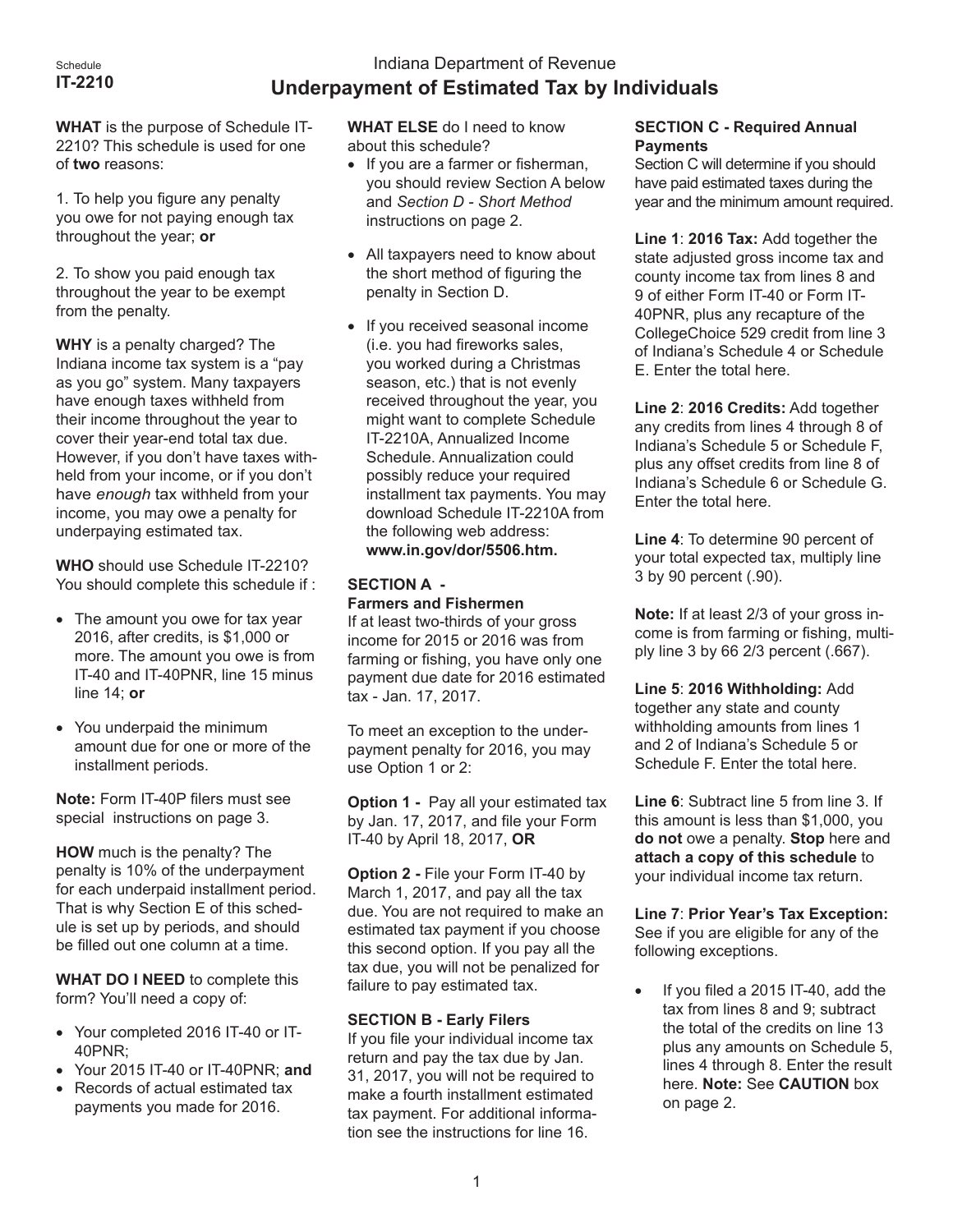Schedule **IT-2210**

# Indiana Department of Revenue
## Underpayment of Estimated Tax by Individuals

**WHAT** is the purpose of Schedule IT-2210? This schedule is used for one of **two** reasons:

1. To help you figure any penalty you owe for not paying enough tax throughout the year; **or**

2. To show you paid enough tax throughout the year to be exempt from the penalty.

**WHY** is a penalty charged? The Indiana income tax system is a "pay as you go" system. Many taxpayers have enough taxes withheld from their income throughout the year to cover their year-end total tax due. However, if you don't have taxes withheld from your income, or if you don't have *enough* tax withheld from your income, you may owe a penalty for underpaying estimated tax.

**WHO** should use Schedule IT-2210? You should complete this schedule if :

- The amount you owe for tax year 2016, after credits, is $1,000 or more. The amount you owe is from IT-40 and IT-40PNR, line 15 minus line 14; **or**
- You underpaid the minimum amount due for one or more of the installment periods.

**Note:** Form IT-40P filers must see special instructions on page 3.

**HOW** much is the penalty? The penalty is 10% of the underpayment for each underpaid installment period. That is why Section E of this schedule is set up by periods, and should be filled out one column at a time.

**WHAT DO I NEED** to complete this form? You'll need a copy of:

- Your completed 2016 IT-40 or IT-40PNR;
- Your 2015 IT-40 or IT-40PNR; **and**
- Records of actual estimated tax payments you made for 2016.

**WHAT ELSE** do I need to know about this schedule?

- If you are a farmer or fisherman, you should review Section A below and *Section D - Short Method* instructions on page 2.
- All taxpayers need to know about the short method of figuring the penalty in Section D.
- If you received seasonal income (i.e. you had fireworks sales, you worked during a Christmas season, etc.) that is not evenly received throughout the year, you might want to complete Schedule IT-2210A, Annualized Income Schedule. Annualization could possibly reduce your required installment tax payments. You may download Schedule IT-2210A from the following web address: **www.in.gov/dor/5506.htm.**

### SECTION A - Farmers and Fishermen

If at least two-thirds of your gross income for 2015 or 2016 was from farming or fishing, you have only one payment due date for 2016 estimated tax - Jan. 17, 2017.

To meet an exception to the underpayment penalty for 2016, you may use Option 1 or 2:

**Option 1 -** Pay all your estimated tax by Jan. 17, 2017, and file your Form IT-40 by April 18, 2017, **OR**

**Option 2 -** File your Form IT-40 by March 1, 2017, and pay all the tax due. You are not required to make an estimated tax payment if you choose this second option. If you pay all the tax due, you will not be penalized for failure to pay estimated tax.

### SECTION B - Early Filers

If you file your individual income tax return and pay the tax due by Jan. 31, 2017, you will not be required to make a fourth installment estimated tax payment. For additional information see the instructions for line 16.

### SECTION C - Required Annual Payments

Section C will determine if you should have paid estimated taxes during the year and the minimum amount required.

**Line 1**: **2016 Tax:** Add together the state adjusted gross income tax and county income tax from lines 8 and 9 of either Form IT-40 or Form IT-40PNR, plus any recapture of the CollegeChoice 529 credit from line 3 of Indiana's Schedule 4 or Schedule E. Enter the total here.

**Line 2**: **2016 Credits:** Add together any credits from lines 4 through 8 of Indiana's Schedule 5 or Schedule F, plus any offset credits from line 8 of Indiana's Schedule 6 or Schedule G. Enter the total here.

**Line 4**: To determine 90 percent of your total expected tax, multiply line 3 by 90 percent (.90).

**Note:** If at least 2/3 of your gross income is from farming or fishing, multiply line 3 by 66 2/3 percent (.667).

**Line 5**: **2016 Withholding:** Add together any state and county withholding amounts from lines 1 and 2 of Indiana's Schedule 5 or Schedule F. Enter the total here.

**Line 6**: Subtract line 5 from line 3. If this amount is less than $1,000, you **do not** owe a penalty. **Stop** here and **attach a copy of this schedule** to your individual income tax return.

**Line 7**: **Prior Year's Tax Exception:** See if you are eligible for any of the following exceptions.

- If you filed a 2015 IT-40, add the tax from lines 8 and 9; subtract the total of the credits on line 13 plus any amounts on Schedule 5, lines 4 through 8. Enter the result here. **Note:** See **CAUTION** box on page 2.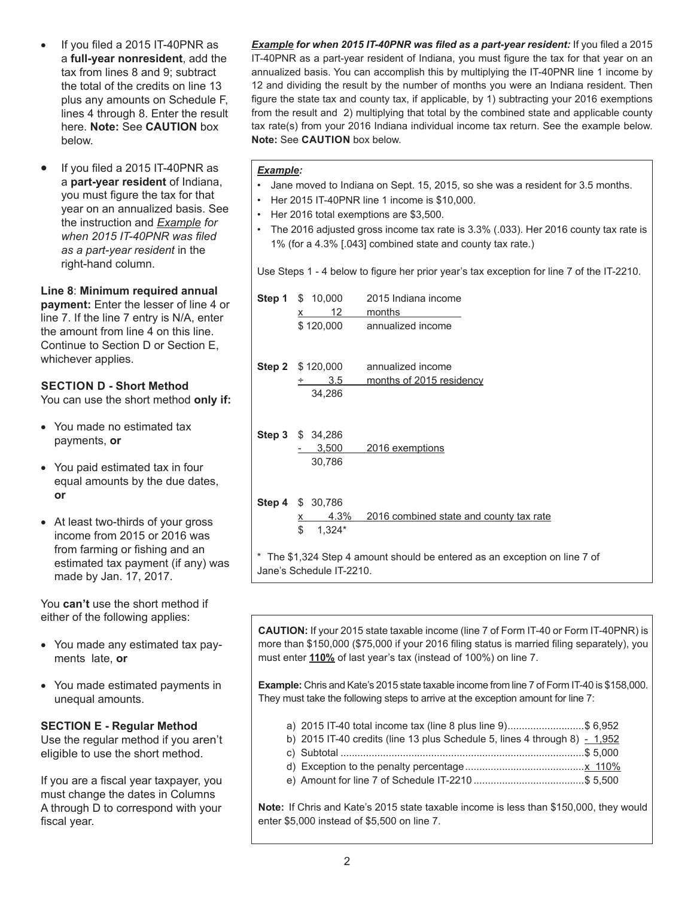- If you filed a 2015 IT-40PNR as a **full-year nonresident**, add the tax from lines 8 and 9; subtract the total of the credits on line 13 plus any amounts on Schedule F, lines 4 through 8. Enter the result here. **Note:** See **CAUTION** box below.

- If you filed a 2015 IT-40PNR as a **part-year resident** of Indiana, you must figure the tax for that year on an annualized basis. See the instruction and ***Example** for when 2015 IT-40PNR was filed as a part-year resident* in the right-hand column.

**Line 8**: **Minimum required annual payment:** Enter the lesser of line 4 or line 7. If the line 7 entry is N/A, enter the amount from line 4 on this line. Continue to Section D or Section E, whichever applies.

### SECTION D - Short Method

You can use the short method **only if:**

- You made no estimated tax payments, **or**
- You paid estimated tax in four equal amounts by the due dates, **or**
- At least two-thirds of your gross income from 2015 or 2016 was from farming or fishing and an estimated tax payment (if any) was made by Jan. 17, 2017.

You **can't** use the short method if either of the following applies:

- You made any estimated tax payments late, **or**
- You made estimated payments in unequal amounts.

### SECTION E - Regular Method

Use the regular method if you aren't eligible to use the short method.

If you are a fiscal year taxpayer, you must change the dates in Columns A through D to correspond with your fiscal year.

***Example for when 2015 IT-40PNR was filed as a part-year resident:*** If you filed a 2015 IT-40PNR as a part-year resident of Indiana, you must figure the tax for that year on an annualized basis. You can accomplish this by multiplying the IT-40PNR line 1 income by 12 and dividing the result by the number of months you were an Indiana resident. Then figure the state tax and county tax, if applicable, by 1) subtracting your 2016 exemptions from the result and 2) multiplying that total by the combined state and applicable county tax rate(s) from your 2016 Indiana individual income tax return. See the example below. **Note:** See **CAUTION** box below.

***Example:***

- Jane moved to Indiana on Sept. 15, 2015, so she was a resident for 3.5 months.
- Her 2015 IT-40PNR line 1 income is $10,000.
- Her 2016 total exemptions are $3,500.
- The 2016 adjusted gross income tax rate is 3.3% (.033). Her 2016 county tax rate is 1% (for a 4.3% [.043] combined state and county tax rate.)

Use Steps 1 - 4 below to figure her prior year's tax exception for line 7 of the IT-2210.

| Step | Amount | Description |
|---|---|---|
| **Step 1** | $ 10,000 | 2015 Indiana income |
| | x 12 | months |
| | $ 120,000 | annualized income |
| **Step 2** | $ 120,000 | annualized income |
| | ÷ 3.5 | months of 2015 residency |
| | 34,286 | |
| **Step 3** | $ 34,286 | |
| | - 3,500 | 2016 exemptions |
| | 30,786 | |
| **Step 4** | $ 30,786 | |
| | x 4.3% | 2016 combined state and county tax rate |
| | $ 1,324* | |

\* The $1,324 Step 4 amount should be entered as an exception on line 7 of Jane's Schedule IT-2210.

**CAUTION:** If your 2015 state taxable income (line 7 of Form IT-40 or Form IT-40PNR) is more than $150,000 ($75,000 if your 2016 filing status is married filing separately), you must enter **110%** of last year's tax (instead of 100%) on line 7.

**Example:** Chris and Kate's 2015 state taxable income from line 7 of Form IT-40 is $158,000. They must take the following steps to arrive at the exception amount for line 7:

a) 2015 IT-40 total income tax (line 8 plus line 9) .......................... $ 6,952
b) 2015 IT-40 credits (line 13 plus Schedule 5, lines 4 through 8) - 1,952
c) Subtotal ..................................................................................... $ 5,000
d) Exception to the penalty percentage .......................................... x 110%
e) Amount for line 7 of Schedule IT-2210 ...................................... $ 5,500

**Note:** If Chris and Kate's 2015 state taxable income is less than $150,000, they would enter $5,000 instead of $5,500 on line 7.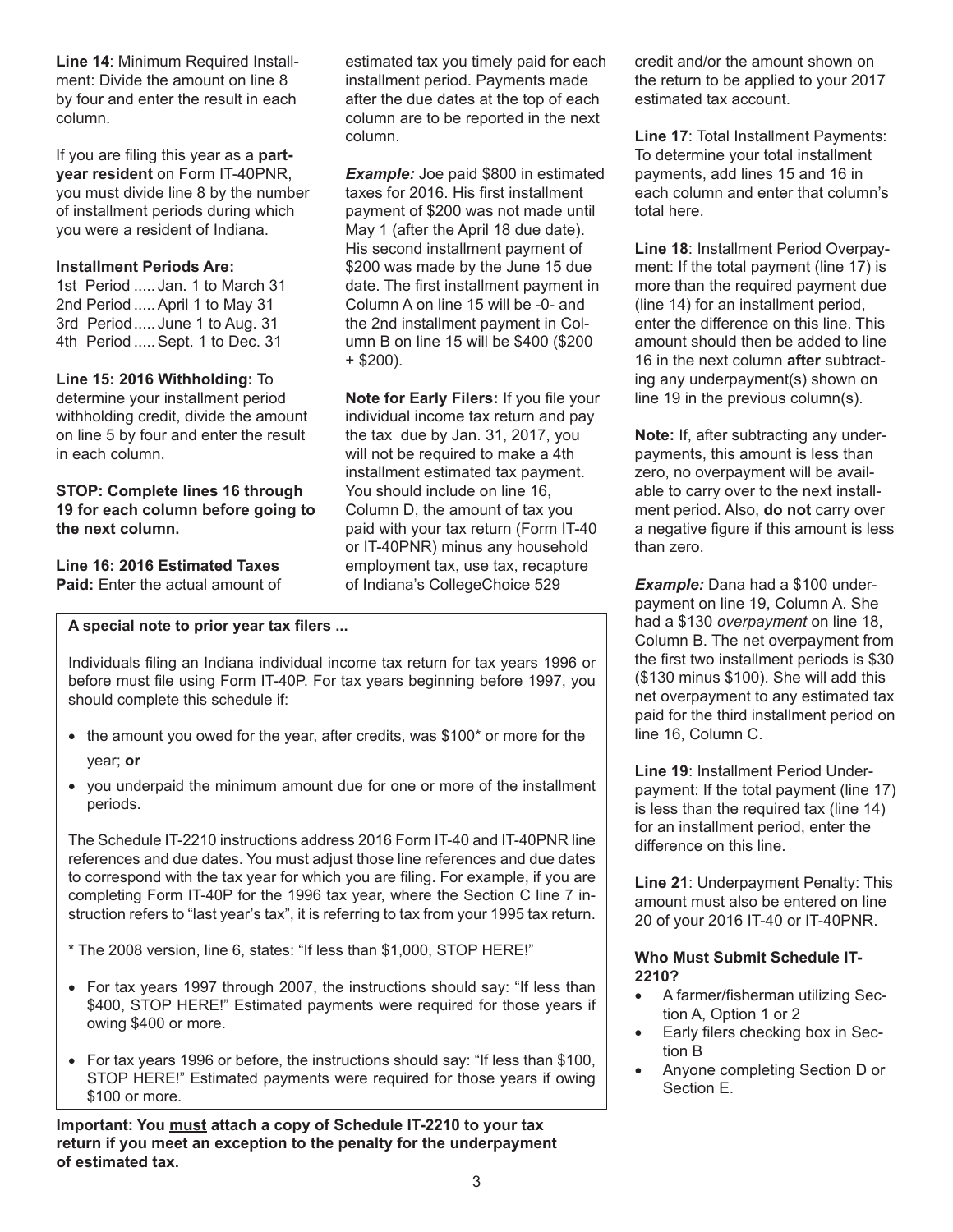**Line 14**: Minimum Required Installment: Divide the amount on line 8 by four and enter the result in each column.

If you are filing this year as a **part-year resident** on Form IT-40PNR, you must divide line 8 by the number of installment periods during which you were a resident of Indiana.

**Installment Periods Are:**

1st Period ..... Jan. 1 to March 31
2nd Period ..... April 1 to May 31
3rd Period ..... June 1 to Aug. 31
4th Period ..... Sept. 1 to Dec. 31

**Line 15: 2016 Withholding:** To determine your installment period withholding credit, divide the amount on line 5 by four and enter the result in each column.

**STOP: Complete lines 16 through 19 for each column before going to the next column.**

**Line 16: 2016 Estimated Taxes Paid:** Enter the actual amount of estimated tax you timely paid for each installment period. Payments made after the due dates at the top of each column are to be reported in the next column.

***Example:*** Joe paid $800 in estimated taxes for 2016. His first installment payment of $200 was not made until May 1 (after the April 18 due date). His second installment payment of $200 was made by the June 15 due date. The first installment payment in Column A on line 15 will be -0- and the 2nd installment payment in Column B on line 15 will be $400 ($200 + $200).

**Note for Early Filers:** If you file your individual income tax return and pay the tax due by Jan. 31, 2017, you will not be required to make a 4th installment estimated tax payment. You should include on line 16, Column D, the amount of tax you paid with your tax return (Form IT-40 or IT-40PNR) minus any household employment tax, use tax, recapture of Indiana's CollegeChoice 529 credit and/or the amount shown on the return to be applied to your 2017 estimated tax account.

**Line 17**: Total Installment Payments: To determine your total installment payments, add lines 15 and 16 in each column and enter that column's total here.

**Line 18**: Installment Period Overpayment: If the total payment (line 17) is more than the required payment due (line 14) for an installment period, enter the difference on this line. This amount should then be added to line 16 in the next column **after** subtracting any underpayment(s) shown on line 19 in the previous column(s).

**Note:** If, after subtracting any underpayments, this amount is less than zero, no overpayment will be available to carry over to the next installment period. Also, **do not** carry over a negative figure if this amount is less than zero.

***Example:*** Dana had a $100 underpayment on line 19, Column A. She had a $130 *overpayment* on line 18, Column B. The net overpayment from the first two installment periods is $30 ($130 minus $100). She will add this net overpayment to any estimated tax paid for the third installment period on line 16, Column C.

**Line 19**: Installment Period Underpayment: If the total payment (line 17) is less than the required tax (line 14) for an installment period, enter the difference on this line.

**Line 21**: Underpayment Penalty: This amount must also be entered on line 20 of your 2016 IT-40 or IT-40PNR.

**Who Must Submit Schedule IT-2210?**

- A farmer/fisherman utilizing Section A, Option 1 or 2
- Early filers checking box in Section B
- Anyone completing Section D or Section E.

**A special note to prior year tax filers ...**

Individuals filing an Indiana individual income tax return for tax years 1996 or before must file using Form IT-40P. For tax years beginning before 1997, you should complete this schedule if:

- the amount you owed for the year, after credits, was $100* or more for the year; **or**
- you underpaid the minimum amount due for one or more of the installment periods.

The Schedule IT-2210 instructions address 2016 Form IT-40 and IT-40PNR line references and due dates. You must adjust those line references and due dates to correspond with the tax year for which you are filing. For example, if you are completing Form IT-40P for the 1996 tax year, where the Section C line 7 instruction refers to "last year's tax", it is referring to tax from your 1995 tax return.

* The 2008 version, line 6, states: "If less than $1,000, STOP HERE!"

- For tax years 1997 through 2007, the instructions should say: "If less than $400, STOP HERE!" Estimated payments were required for those years if owing $400 or more.
- For tax years 1996 or before, the instructions should say: "If less than $100, STOP HERE!" Estimated payments were required for those years if owing $100 or more.

**Important: You <u>must</u> attach a copy of Schedule IT-2210 to your tax return if you meet an exception to the penalty for the underpayment of estimated tax.**